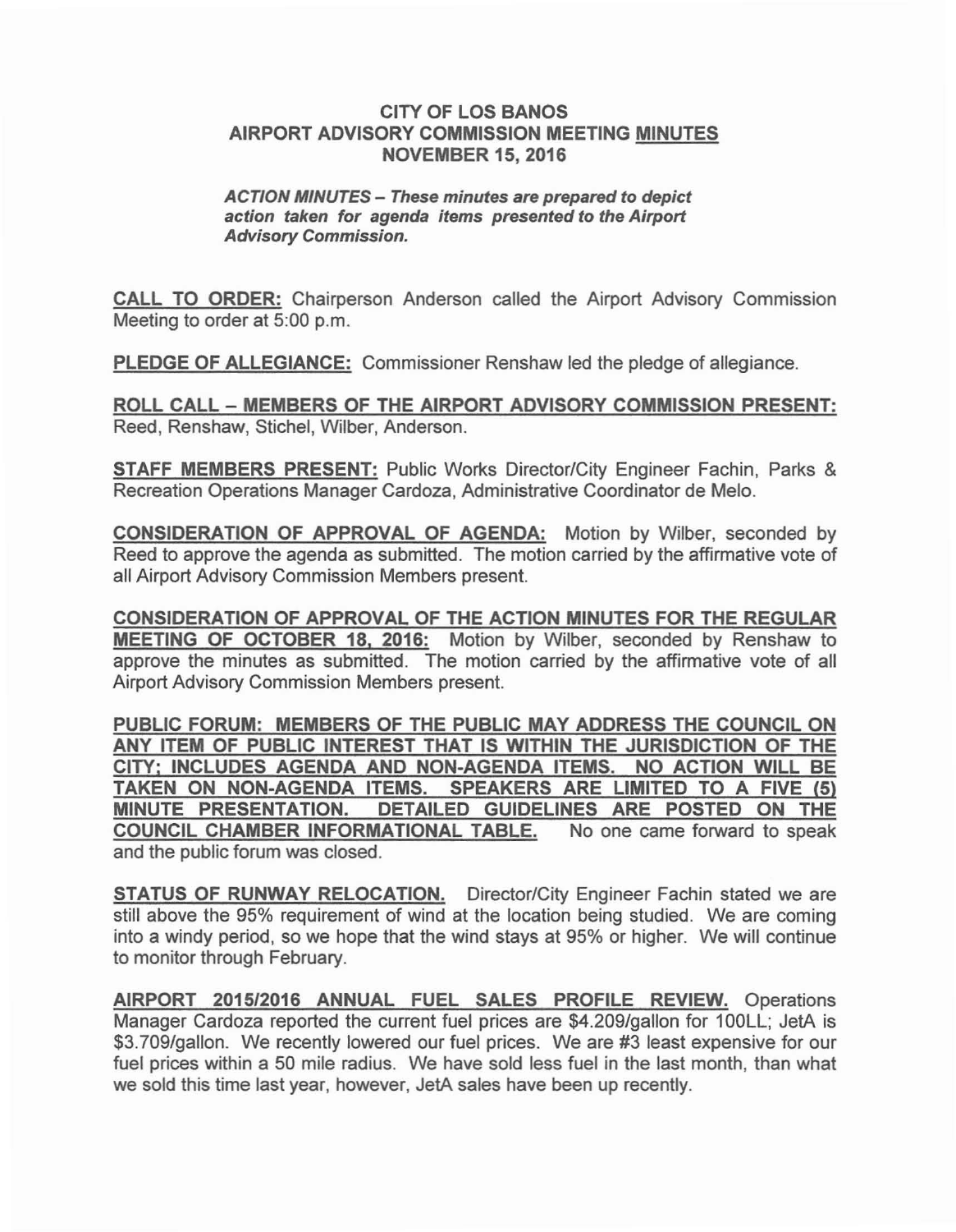# CITY OF LOS BANOS
# AIRPORT ADVISORY COMMISSION MEETING MINUTES
# NOVEMBER 15, 2016

***ACTION MINUTES – These minutes are prepared to depict action taken for agenda items presented to the Airport Advisory Commission.***

**CALL TO ORDER:** Chairperson Anderson called the Airport Advisory Commission Meeting to order at 5:00 p.m.

**PLEDGE OF ALLEGIANCE:** Commissioner Renshaw led the pledge of allegiance.

**ROLL CALL – MEMBERS OF THE AIRPORT ADVISORY COMMISSION PRESENT:** Reed, Renshaw, Stichel, Wilber, Anderson.

**STAFF MEMBERS PRESENT:** Public Works Director/City Engineer Fachin, Parks & Recreation Operations Manager Cardoza, Administrative Coordinator de Melo.

**CONSIDERATION OF APPROVAL OF AGENDA:** Motion by Wilber, seconded by Reed to approve the agenda as submitted. The motion carried by the affirmative vote of all Airport Advisory Commission Members present.

**CONSIDERATION OF APPROVAL OF THE ACTION MINUTES FOR THE REGULAR MEETING OF OCTOBER 18, 2016:** Motion by Wilber, seconded by Renshaw to approve the minutes as submitted. The motion carried by the affirmative vote of all Airport Advisory Commission Members present.

**PUBLIC FORUM: MEMBERS OF THE PUBLIC MAY ADDRESS THE COUNCIL ON ANY ITEM OF PUBLIC INTEREST THAT IS WITHIN THE JURISDICTION OF THE CITY; INCLUDES AGENDA AND NON-AGENDA ITEMS. NO ACTION WILL BE TAKEN ON NON-AGENDA ITEMS. SPEAKERS ARE LIMITED TO A FIVE (5) MINUTE PRESENTATION. DETAILED GUIDELINES ARE POSTED ON THE COUNCIL CHAMBER INFORMATIONAL TABLE.** No one came forward to speak and the public forum was closed.

**STATUS OF RUNWAY RELOCATION.** Director/City Engineer Fachin stated we are still above the 95% requirement of wind at the location being studied. We are coming into a windy period, so we hope that the wind stays at 95% or higher. We will continue to monitor through February.

**AIRPORT 2015/2016 ANNUAL FUEL SALES PROFILE REVIEW.** Operations Manager Cardoza reported the current fuel prices are $4.209/gallon for 100LL; JetA is $3.709/gallon. We recently lowered our fuel prices. We are #3 least expensive for our fuel prices within a 50 mile radius. We have sold less fuel in the last month, than what we sold this time last year, however, JetA sales have been up recently.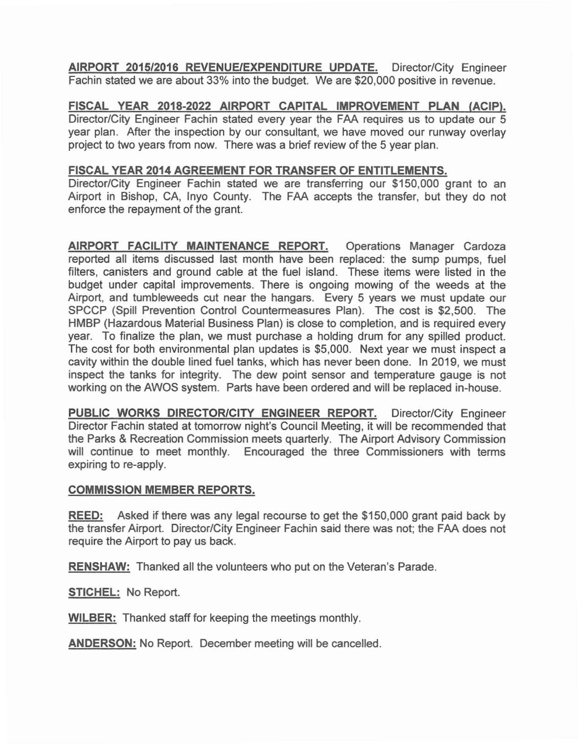**AIRPORT 2015/2016 REVENUE/EXPENDITURE UPDATE.** Director/City Engineer Fachin stated we are about 33% into the budget. We are $20,000 positive in revenue.

**FISCAL YEAR 2018-2022 AIRPORT CAPITAL IMPROVEMENT PLAN (ACIP).** Director/City Engineer Fachin stated every year the FAA requires us to update our 5 year plan. After the inspection by our consultant, we have moved our runway overlay project to two years from now. There was a brief review of the 5 year plan.

**FISCAL YEAR 2014 AGREEMENT FOR TRANSFER OF ENTITLEMENTS.** Director/City Engineer Fachin stated we are transferring our $150,000 grant to an Airport in Bishop, CA, Inyo County. The FAA accepts the transfer, but they do not enforce the repayment of the grant.

**AIRPORT FACILITY MAINTENANCE REPORT.** Operations Manager Cardoza reported all items discussed last month have been replaced: the sump pumps, fuel filters, canisters and ground cable at the fuel island. These items were listed in the budget under capital improvements. There is ongoing mowing of the weeds at the Airport, and tumbleweeds cut near the hangars. Every 5 years we must update our SPCCP (Spill Prevention Control Countermeasures Plan). The cost is $2,500. The HMBP (Hazardous Material Business Plan) is close to completion, and is required every year. To finalize the plan, we must purchase a holding drum for any spilled product. The cost for both environmental plan updates is $5,000. Next year we must inspect a cavity within the double lined fuel tanks, which has never been done. In 2019, we must inspect the tanks for integrity. The dew point sensor and temperature gauge is not working on the AWOS system. Parts have been ordered and will be replaced in-house.

**PUBLIC WORKS DIRECTOR/CITY ENGINEER REPORT.** Director/City Engineer Director Fachin stated at tomorrow night's Council Meeting, it will be recommended that the Parks & Recreation Commission meets quarterly. The Airport Advisory Commission will continue to meet monthly. Encouraged the three Commissioners with terms expiring to re-apply.

**COMMISSION MEMBER REPORTS.**

**REED:** Asked if there was any legal recourse to get the $150,000 grant paid back by the transfer Airport. Director/City Engineer Fachin said there was not; the FAA does not require the Airport to pay us back.

**RENSHAW:** Thanked all the volunteers who put on the Veteran's Parade.

**STICHEL:** No Report.

**WILBER:** Thanked staff for keeping the meetings monthly.

**ANDERSON:** No Report. December meeting will be cancelled.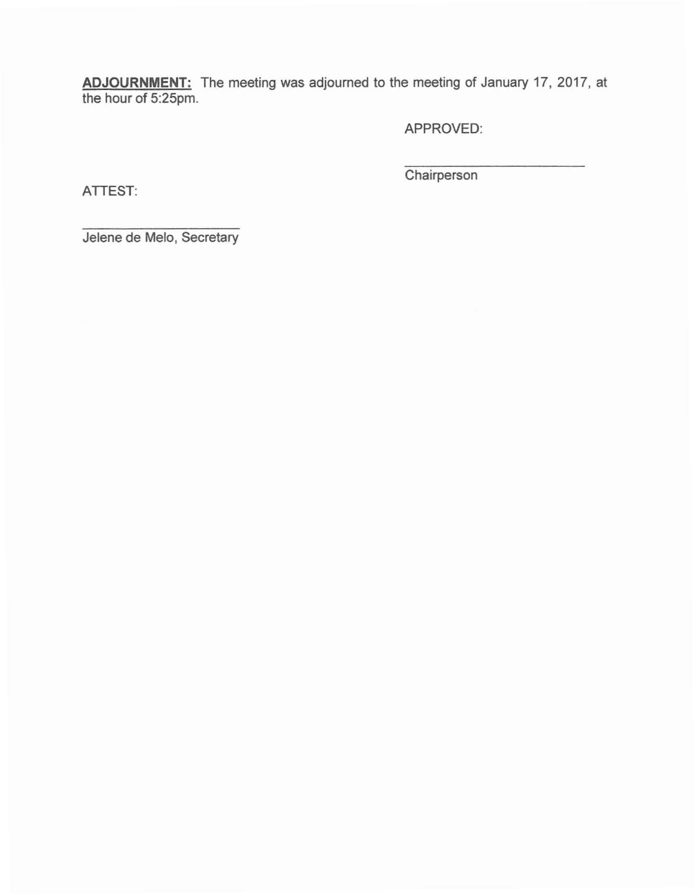**ADJOURNMENT:** The meeting was adjourned to the meeting of January 17, 2017, at the hour of 5:25pm.

APPROVED:

\_\_\_\_\_\_\_\_\_\_\_\_\_\_\_\_\_\_\_\_\_\_\_\_\_\_

Chairperson

ATTEST:

\_\_\_\_\_\_\_\_\_\_\_\_\_\_\_\_\_\_\_\_\_\_\_\_\_\_

Jelene de Melo, Secretary